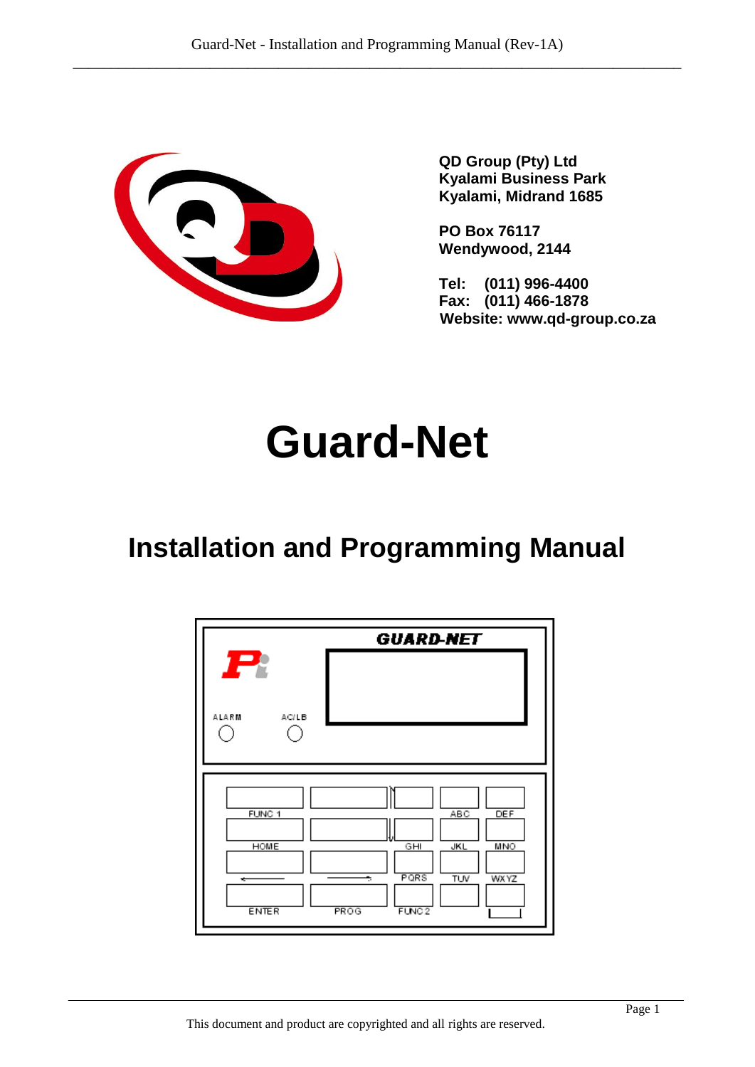**QD Group (Pty) Ltd**
**Kyalami Business Park**
**Kyalami, Midrand 1685**

**PO Box 76117**
**Wendywood, 2144**

**Tel: (011) 996-4400**
**Fax: (011) 466-1878**
**Website: www.qd-group.co.za**

# Guard-Net

## Installation and Programming Manual

This document and product are copyrighted and all rights are reserved.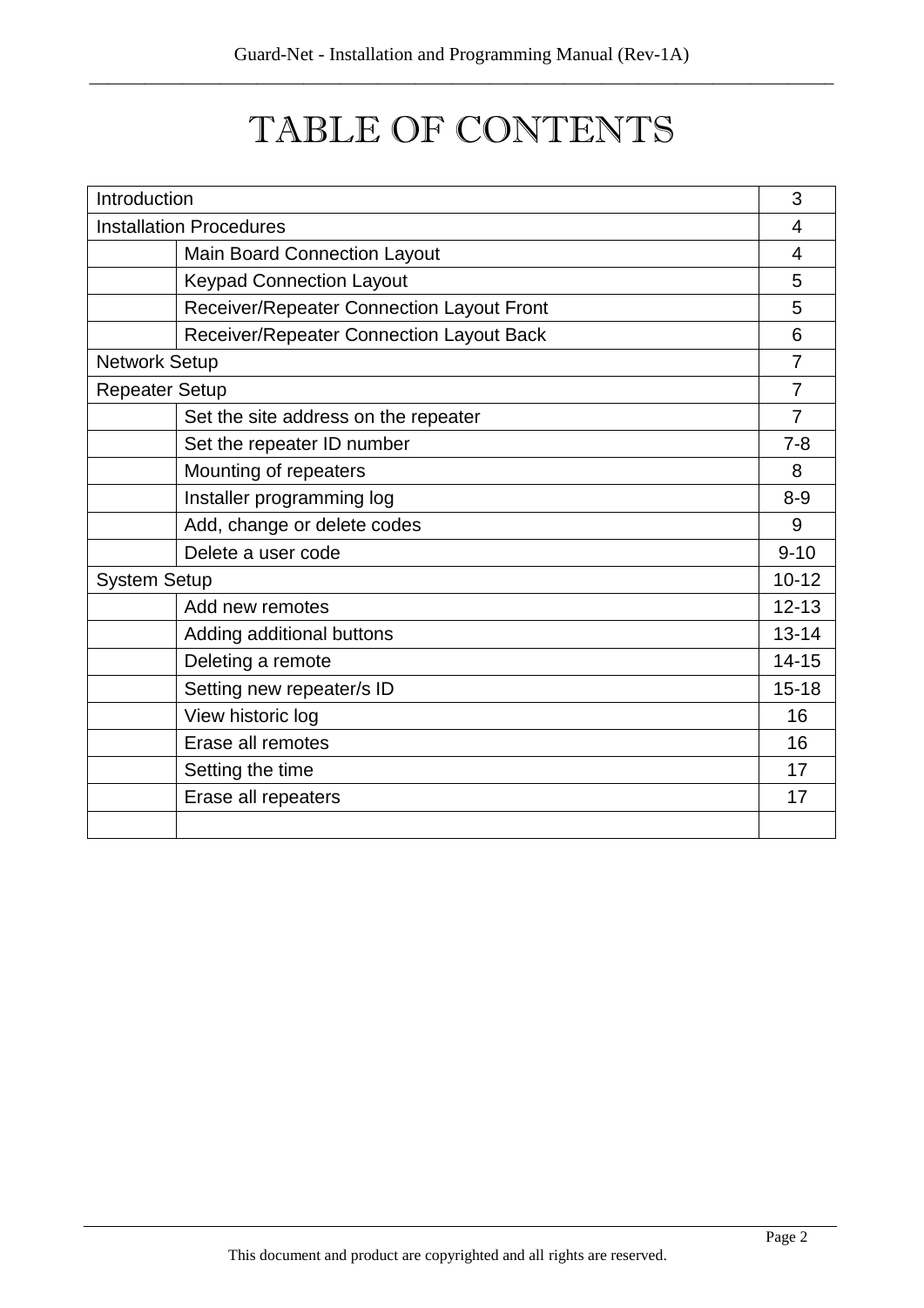# TABLE OF CONTENTS

| | | |
|---|---|---|
| Introduction | | 3 |
| Installation Procedures | | 4 |
| | Main Board Connection Layout | 4 |
| | Keypad Connection Layout | 5 |
| | Receiver/Repeater Connection Layout Front | 5 |
| | Receiver/Repeater Connection Layout Back | 6 |
| Network Setup | | 7 |
| Repeater Setup | | 7 |
| | Set the site address on the repeater | 7 |
| | Set the repeater ID number | 7-8 |
| | Mounting of repeaters | 8 |
| | Installer programming log | 8-9 |
| | Add, change or delete codes | 9 |
| | Delete a user code | 9-10 |
| System Setup | | 10-12 |
| | Add new remotes | 12-13 |
| | Adding additional buttons | 13-14 |
| | Deleting a remote | 14-15 |
| | Setting new repeater/s ID | 15-18 |
| | View historic log | 16 |
| | Erase all remotes | 16 |
| | Setting the time | 17 |
| | Erase all repeaters | 17 |
| | | |

This document and product are copyrighted and all rights are reserved.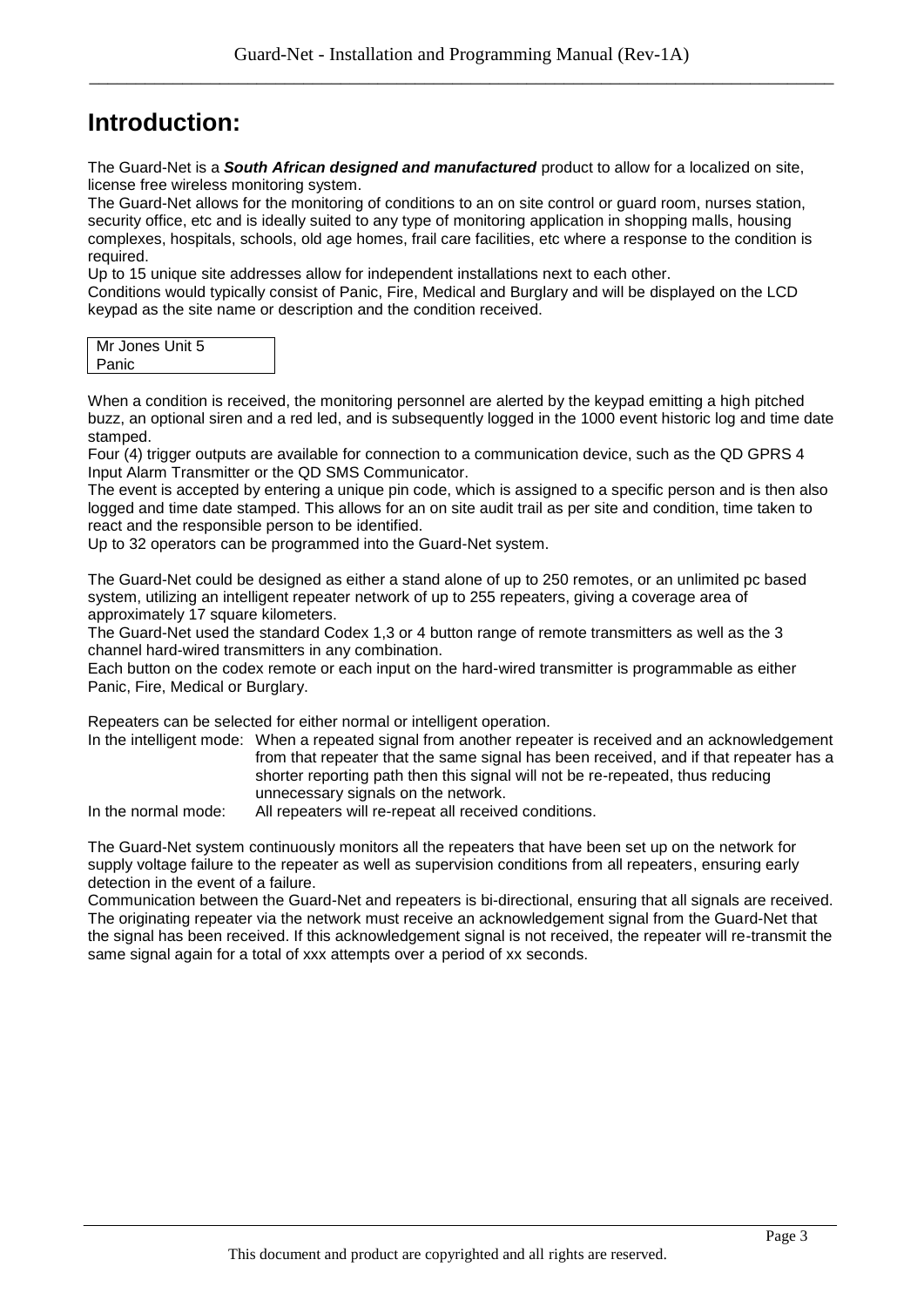# Introduction:

The Guard-Net is a ***South African designed and manufactured*** product to allow for a localized on site, license free wireless monitoring system.

The Guard-Net allows for the monitoring of conditions to an on site control or guard room, nurses station, security office, etc and is ideally suited to any type of monitoring application in shopping malls, housing complexes, hospitals, schools, old age homes, frail care facilities, etc where a response to the condition is required.

Up to 15 unique site addresses allow for independent installations next to each other.

Conditions would typically consist of Panic, Fire, Medical and Burglary and will be displayed on the LCD keypad as the site name or description and the condition received.

```
Mr Jones Unit 5
Panic
```

When a condition is received, the monitoring personnel are alerted by the keypad emitting a high pitched buzz, an optional siren and a red led, and is subsequently logged in the 1000 event historic log and time date stamped.

Four (4) trigger outputs are available for connection to a communication device, such as the QD GPRS 4 Input Alarm Transmitter or the QD SMS Communicator.

The event is accepted by entering a unique pin code, which is assigned to a specific person and is then also logged and time date stamped. This allows for an on site audit trail as per site and condition, time taken to react and the responsible person to be identified.

Up to 32 operators can be programmed into the Guard-Net system.

The Guard-Net could be designed as either a stand alone of up to 250 remotes, or an unlimited pc based system, utilizing an intelligent repeater network of up to 255 repeaters, giving a coverage area of approximately 17 square kilometers.

The Guard-Net used the standard Codex 1,3 or 4 button range of remote transmitters as well as the 3 channel hard-wired transmitters in any combination.

Each button on the codex remote or each input on the hard-wired transmitter is programmable as either Panic, Fire, Medical or Burglary.

Repeaters can be selected for either normal or intelligent operation.

In the intelligent mode: When a repeated signal from another repeater is received and an acknowledgement from that repeater that the same signal has been received, and if that repeater has a shorter reporting path then this signal will not be re-repeated, thus reducing unnecessary signals on the network.

In the normal mode: All repeaters will re-repeat all received conditions.

The Guard-Net system continuously monitors all the repeaters that have been set up on the network for supply voltage failure to the repeater as well as supervision conditions from all repeaters, ensuring early detection in the event of a failure.

Communication between the Guard-Net and repeaters is bi-directional, ensuring that all signals are received. The originating repeater via the network must receive an acknowledgement signal from the Guard-Net that the signal has been received. If this acknowledgement signal is not received, the repeater will re-transmit the same signal again for a total of xxx attempts over a period of xx seconds.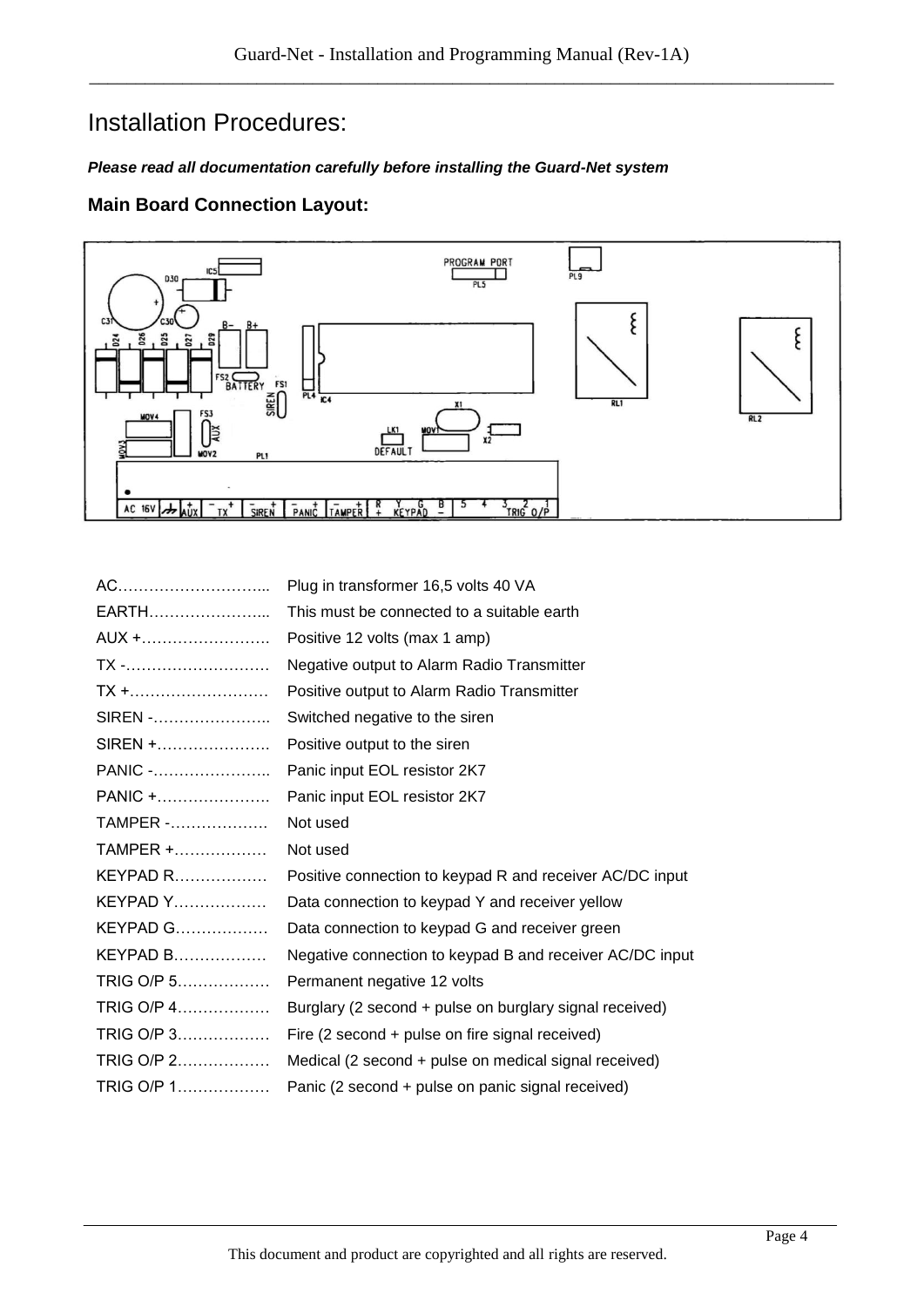# Installation Procedures:

***Please read all documentation carefully before installing the Guard-Net system***

### Main Board Connection Layout:

| | |
|---|---|
| AC………………………... | Plug in transformer 16,5 volts 40 VA |
| EARTH…………………... | This must be connected to a suitable earth |
| AUX +……………………. | Positive 12 volts (max 1 amp) |
| TX -………………………. | Negative output to Alarm Radio Transmitter |
| TX +………………………. | Positive output to Alarm Radio Transmitter |
| SIREN -………………….. | Switched negative to the siren |
| SIREN +…………………. | Positive output to the siren |
| PANIC -………………….. | Panic input EOL resistor 2K7 |
| PANIC +…………………. | Panic input EOL resistor 2K7 |
| TAMPER -………………. | Not used |
| TAMPER +………………. | Not used |
| KEYPAD R………………. | Positive connection to keypad R and receiver AC/DC input |
| KEYPAD Y………………. | Data connection to keypad Y and receiver yellow |
| KEYPAD G………………. | Data connection to keypad G and receiver green |
| KEYPAD B………………. | Negative connection to keypad B and receiver AC/DC input |
| TRIG O/P 5………………. | Permanent negative 12 volts |
| TRIG O/P 4………………. | Burglary (2 second + pulse on burglary signal received) |
| TRIG O/P 3………………. | Fire (2 second + pulse on fire signal received) |
| TRIG O/P 2………………. | Medical (2 second + pulse on medical signal received) |
| TRIG O/P 1………………. | Panic (2 second + pulse on panic signal received) |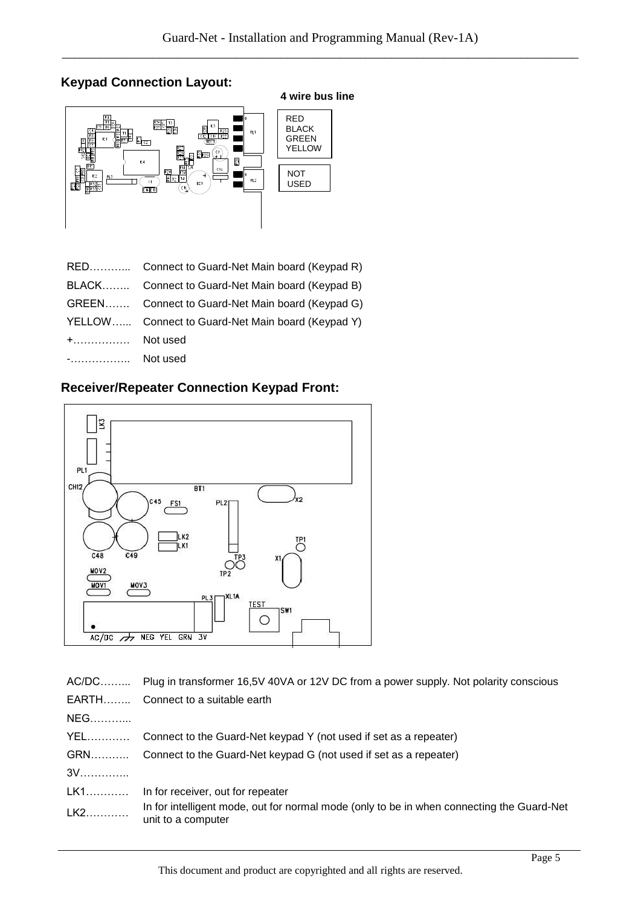## Keypad Connection Layout:

**4 wire bus line**

RED
BLACK
GREEN
YELLOW

NOT
USED

| | |
|---|---|
| RED……….. | Connect to Guard-Net Main board (Keypad R) |
| BLACK…….. | Connect to Guard-Net Main board (Keypad B) |
| GREEN……. | Connect to Guard-Net Main board (Keypad G) |
| YELLOW…... | Connect to Guard-Net Main board (Keypad Y) |
| +…………… | Not used |
| -…………….. | Not used |

## Receiver/Repeater Connection Keypad Front:

| | |
|---|---|
| AC/DC……... | Plug in transformer 16,5V 40VA or 12V DC from a power supply. Not polarity conscious |
| EARTH…….. | Connect to a suitable earth |
| NEG………... | |
| YEL………… | Connect to the Guard-Net keypad Y (not used if set as a repeater) |
| GRN……….. | Connect to the Guard-Net keypad G (not used if set as a repeater) |
| 3V………….. | |
| LK1………… | In for receiver, out for repeater |
| LK2………… | In for intelligent mode, out for normal mode (only to be in when connecting the Guard-Net unit to a computer |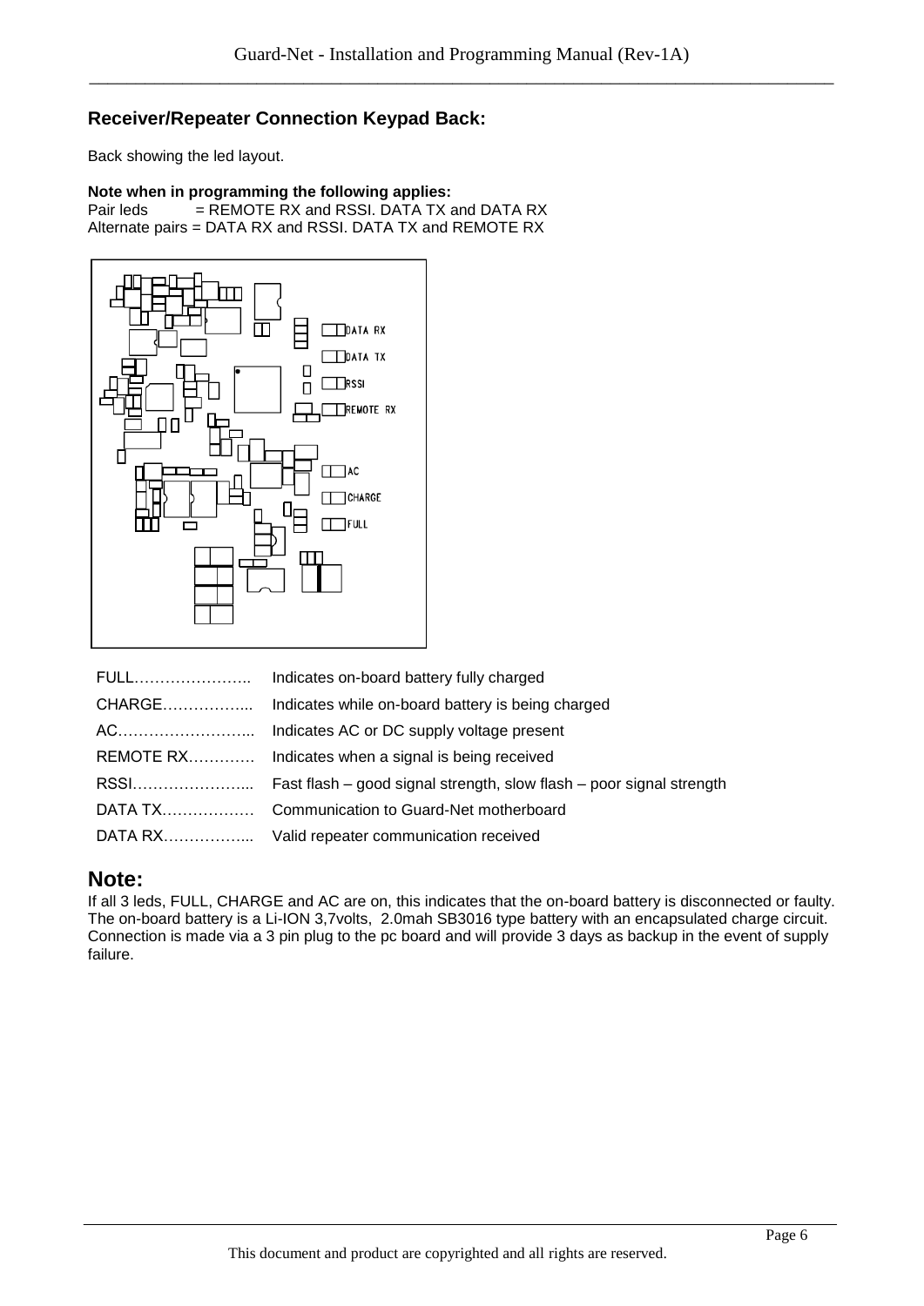### Receiver/Repeater Connection Keypad Back:

Back showing the led layout.

**Note when in programming the following applies:**
Pair leds = REMOTE RX and RSSI. DATA TX and DATA RX
Alternate pairs = DATA RX and RSSI. DATA TX and REMOTE RX

| | |
|---|---|
| FULL………………….. | Indicates on-board battery fully charged |
| CHARGE……………... | Indicates while on-board battery is being charged |
| AC……………………... | Indicates AC or DC supply voltage present |
| REMOTE RX…………. | Indicates when a signal is being received |
| RSSI…………………... | Fast flash – good signal strength, slow flash – poor signal strength |
| DATA TX……………… | Communication to Guard-Net motherboard |
| DATA RX……………... | Valid repeater communication received |

## Note:

If all 3 leds, FULL, CHARGE and AC are on, this indicates that the on-board battery is disconnected or faulty. The on-board battery is a Li-ION 3,7volts, 2.0mah SB3016 type battery with an encapsulated charge circuit. Connection is made via a 3 pin plug to the pc board and will provide 3 days as backup in the event of supply failure.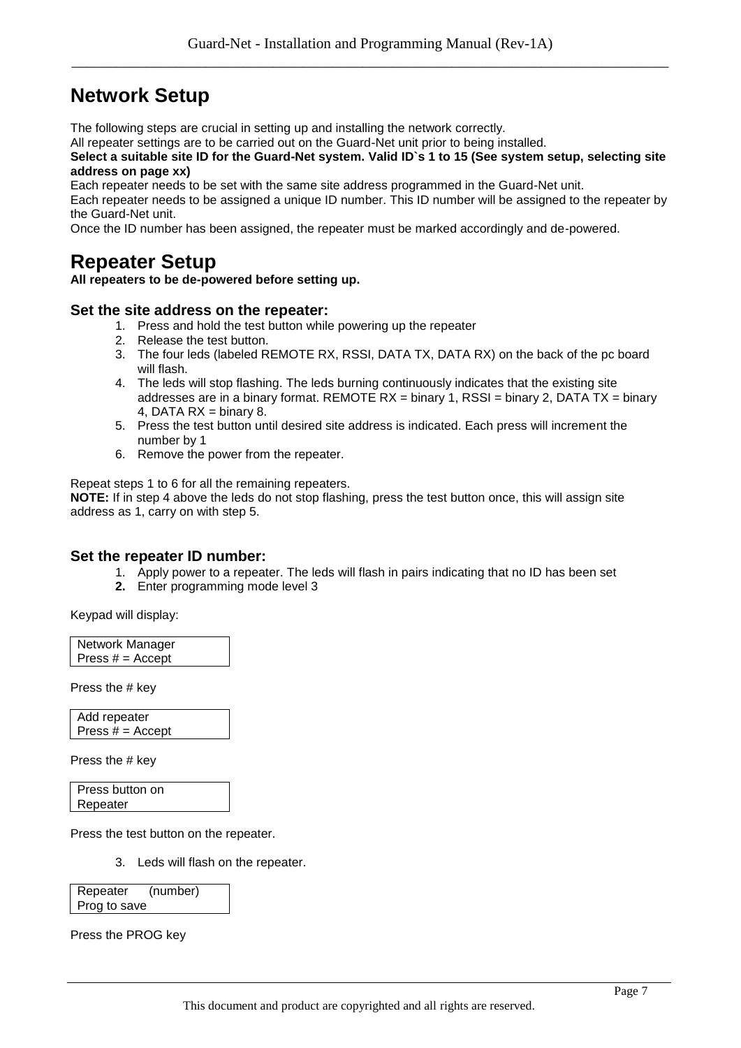# Network Setup

The following steps are crucial in setting up and installing the network correctly.
All repeater settings are to be carried out on the Guard-Net unit prior to being installed.
**Select a suitable site ID for the Guard-Net system. Valid ID`s 1 to 15 (See system setup, selecting site address on page xx)**
Each repeater needs to be set with the same site address programmed in the Guard-Net unit.
Each repeater needs to be assigned a unique ID number. This ID number will be assigned to the repeater by the Guard-Net unit.
Once the ID number has been assigned, the repeater must be marked accordingly and de-powered.

# Repeater Setup

**All repeaters to be de-powered before setting up.**

### Set the site address on the repeater:

1. Press and hold the test button while powering up the repeater
2. Release the test button.
3. The four leds (labeled REMOTE RX, RSSI, DATA TX, DATA RX) on the back of the pc board will flash.
4. The leds will stop flashing. The leds burning continuously indicates that the existing site addresses are in a binary format. REMOTE RX = binary 1, RSSI = binary 2, DATA TX = binary 4, DATA RX = binary 8.
5. Press the test button until desired site address is indicated. Each press will increment the number by 1
6. Remove the power from the repeater.

Repeat steps 1 to 6 for all the remaining repeaters.
**NOTE:** If in step 4 above the leds do not stop flashing, press the test button once, this will assign site address as 1, carry on with step 5.

### Set the repeater ID number:

1. Apply power to a repeater. The leds will flash in pairs indicating that no ID has been set
2. Enter programming mode level 3

Keypad will display:

```
Network Manager
Press # = Accept
```

Press the # key

```
Add repeater
Press # = Accept
```

Press the # key

```
Press button on
Repeater
```

Press the test button on the repeater.

3. Leds will flash on the repeater.

```
Repeater     (number)
Prog to save
```

Press the PROG key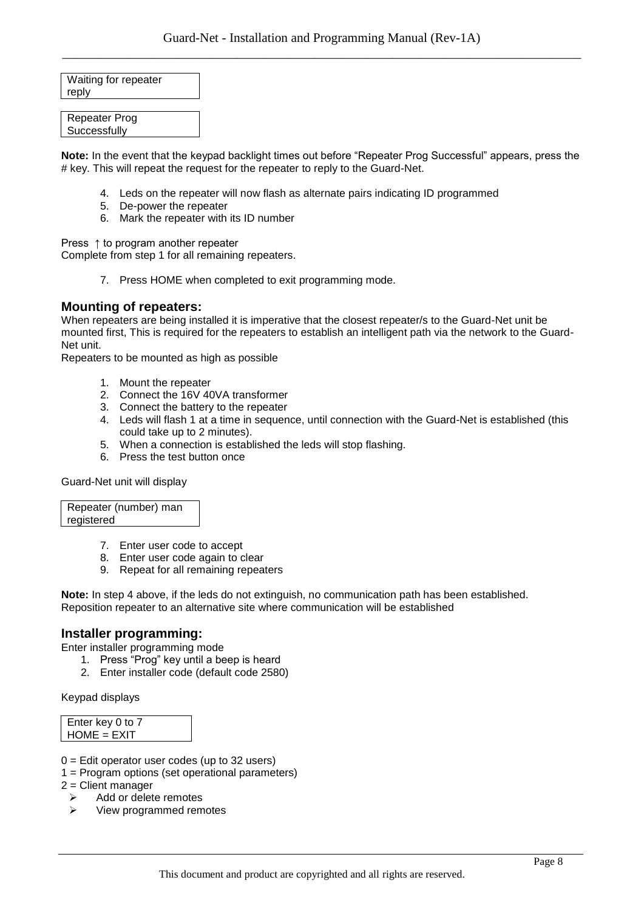```
Waiting for repeater
reply
```

```
Repeater Prog
Successfully
```

**Note:** In the event that the keypad backlight times out before “Repeater Prog Successful” appears, press the # key. This will repeat the request for the repeater to reply to the Guard-Net.

4. Leds on the repeater will now flash as alternate pairs indicating ID programmed
5. De-power the repeater
6. Mark the repeater with its ID number

Press ↑ to program another repeater
Complete from step 1 for all remaining repeaters.

7. Press HOME when completed to exit programming mode.

## Mounting of repeaters:

When repeaters are being installed it is imperative that the closest repeater/s to the Guard-Net unit be mounted first, This is required for the repeaters to establish an intelligent path via the network to the Guard-Net unit.
Repeaters to be mounted as high as possible

1. Mount the repeater
2. Connect the 16V 40VA transformer
3. Connect the battery to the repeater
4. Leds will flash 1 at a time in sequence, until connection with the Guard-Net is established (this could take up to 2 minutes).
5. When a connection is established the leds will stop flashing.
6. Press the test button once

Guard-Net unit will display

```
Repeater (number) man
registered
```

7. Enter user code to accept
8. Enter user code again to clear
9. Repeat for all remaining repeaters

**Note:** In step 4 above, if the leds do not extinguish, no communication path has been established. Reposition repeater to an alternative site where communication will be established

## Installer programming:

Enter installer programming mode

1. Press “Prog” key until a beep is heard
2. Enter installer code (default code 2580)

Keypad displays

```
Enter key 0 to 7
HOME = EXIT
```

0 = Edit operator user codes (up to 32 users)
1 = Program options (set operational parameters)
2 = Client manager

- Add or delete remotes
- View programmed remotes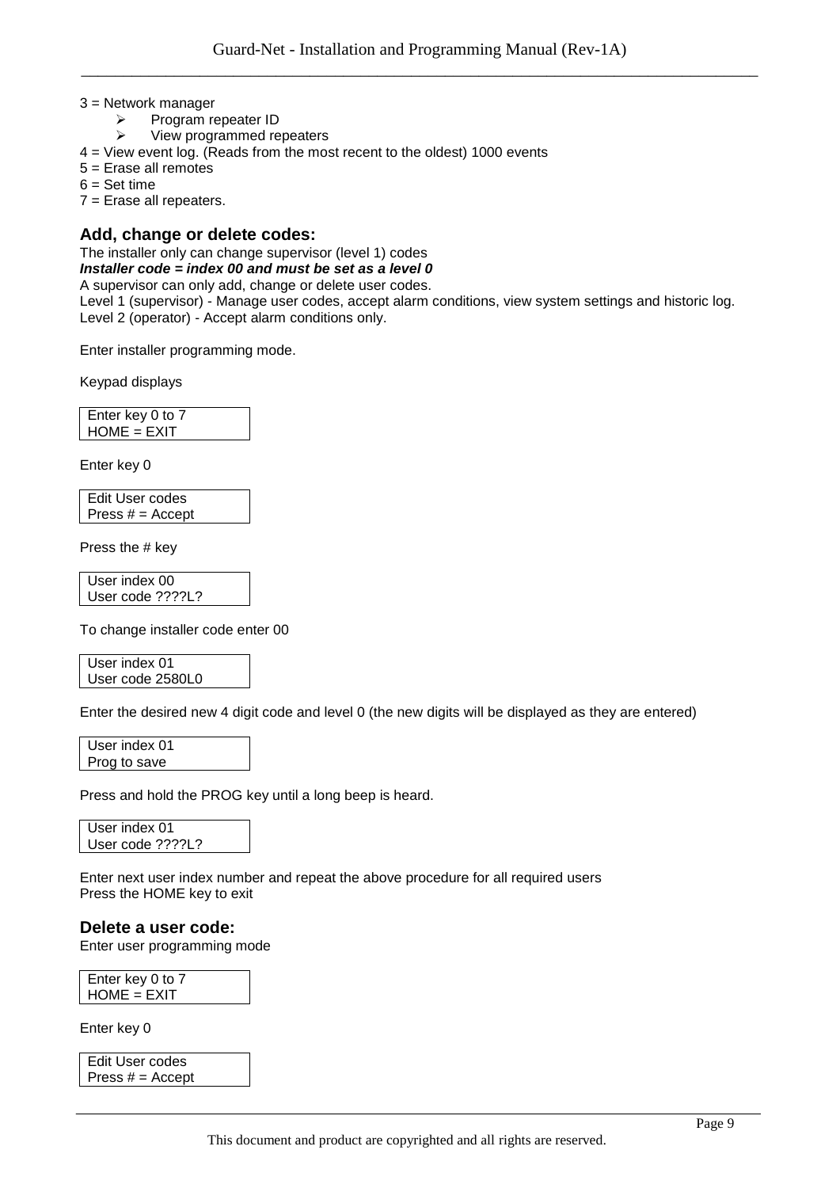3 = Network manager

- Program repeater ID
- View programmed repeaters

4 = View event log. (Reads from the most recent to the oldest) 1000 events
5 = Erase all remotes
6 = Set time
7 = Erase all repeaters.

### Add, change or delete codes:

The installer only can change supervisor (level 1) codes
***Installer code = index 00 and must be set as a level 0***
A supervisor can only add, change or delete user codes.
Level 1 (supervisor) - Manage user codes, accept alarm conditions, view system settings and historic log.
Level 2 (operator) - Accept alarm conditions only.

Enter installer programming mode.

Keypad displays

```
Enter key 0 to 7
HOME = EXIT
```

Enter key 0

```
Edit User codes
Press # = Accept
```

Press the # key

```
User index 00
User code ????L?
```

To change installer code enter 00

```
User index 01
User code 2580L0
```

Enter the desired new 4 digit code and level 0 (the new digits will be displayed as they are entered)

```
User index 01
Prog to save
```

Press and hold the PROG key until a long beep is heard.

```
User index 01
User code ????L?
```

Enter next user index number and repeat the above procedure for all required users
Press the HOME key to exit

### Delete a user code:

Enter user programming mode

```
Enter key 0 to 7
HOME = EXIT
```

Enter key 0

```
Edit User codes
Press # = Accept
```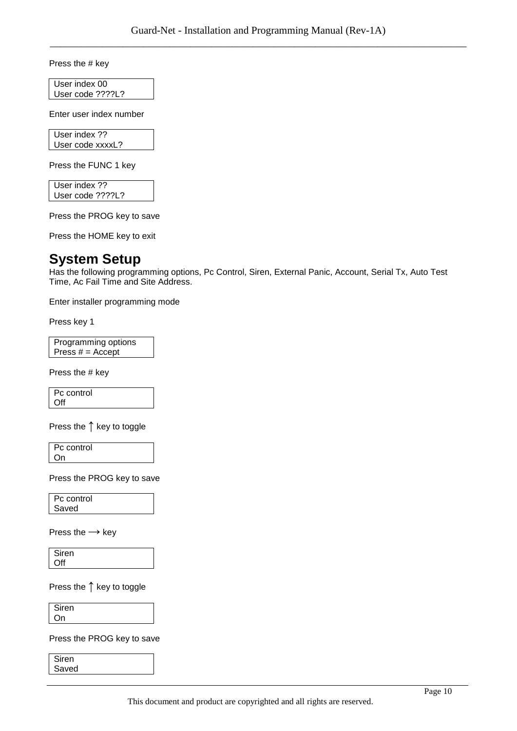Press the # key

```
User index 00
User code ????L?
```

Enter user index number

```
User index ??
User code xxxxL?
```

Press the FUNC 1 key

```
User index ??
User code ????L?
```

Press the PROG key to save

Press the HOME key to exit

# System Setup

Has the following programming options, Pc Control, Siren, External Panic, Account, Serial Tx, Auto Test Time, Ac Fail Time and Site Address.

Enter installer programming mode

Press key 1

```
Programming options
Press # = Accept
```

Press the # key

```
Pc control
Off
```

Press the ↑ key to toggle

```
Pc control
On
```

Press the PROG key to save

```
Pc control
Saved
```

Press the → key

```
Siren
Off
```

Press the ↑ key to toggle

```
Siren
On
```

Press the PROG key to save

```
Siren
Saved
```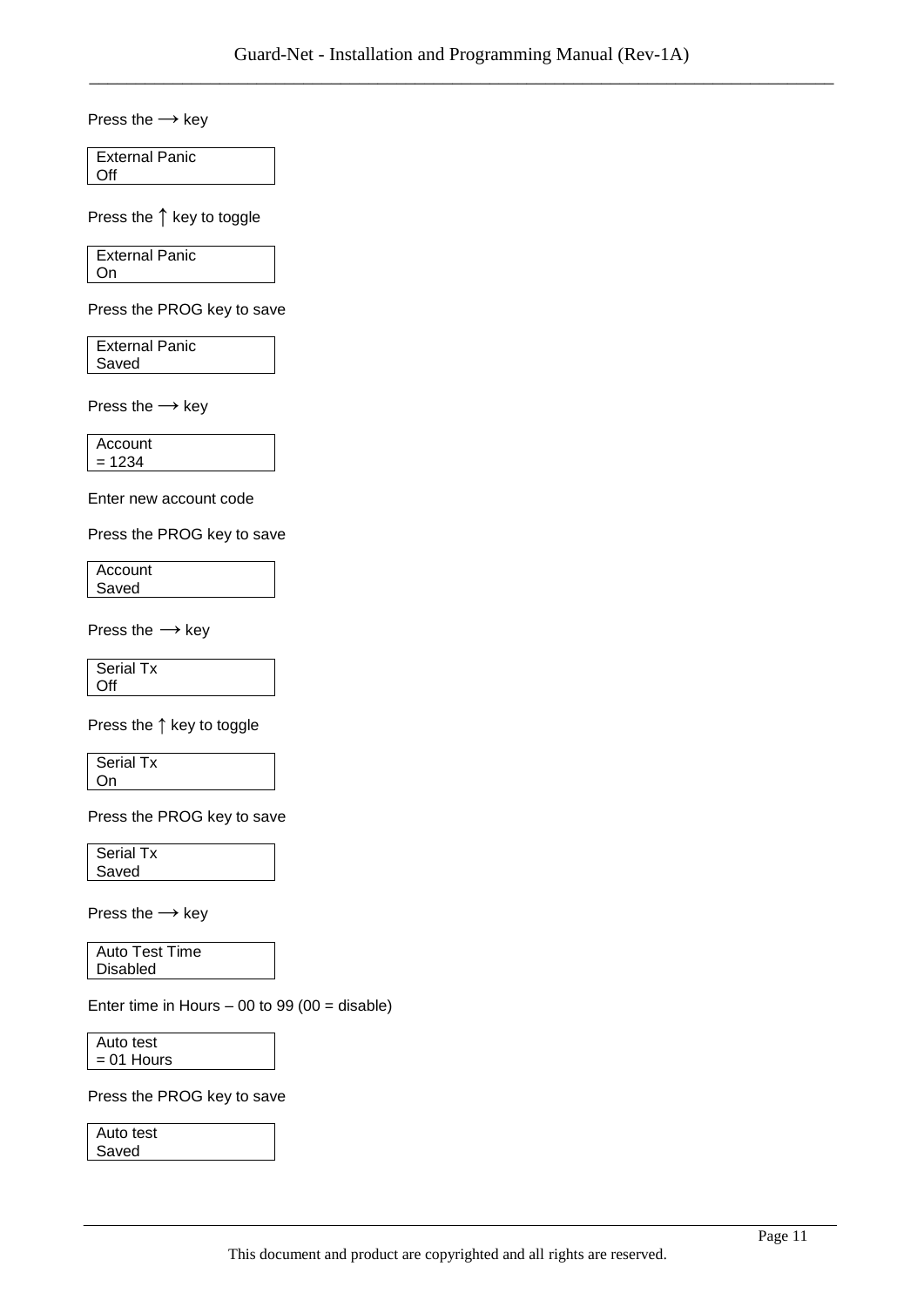Press the → key

```
External Panic
Off
```

Press the ↑ key to toggle

```
External Panic
On
```

Press the PROG key to save

```
External Panic
Saved
```

Press the → key

```
Account
= 1234
```

Enter new account code

Press the PROG key to save

```
Account
Saved
```

Press the → key

```
Serial Tx
Off
```

Press the ↑ key to toggle

```
Serial Tx
On
```

Press the PROG key to save

```
Serial Tx
Saved
```

Press the → key

```
Auto Test Time
Disabled
```

Enter time in Hours – 00 to 99 (00 = disable)

```
Auto test
= 01 Hours
```

Press the PROG key to save

```
Auto test
Saved
```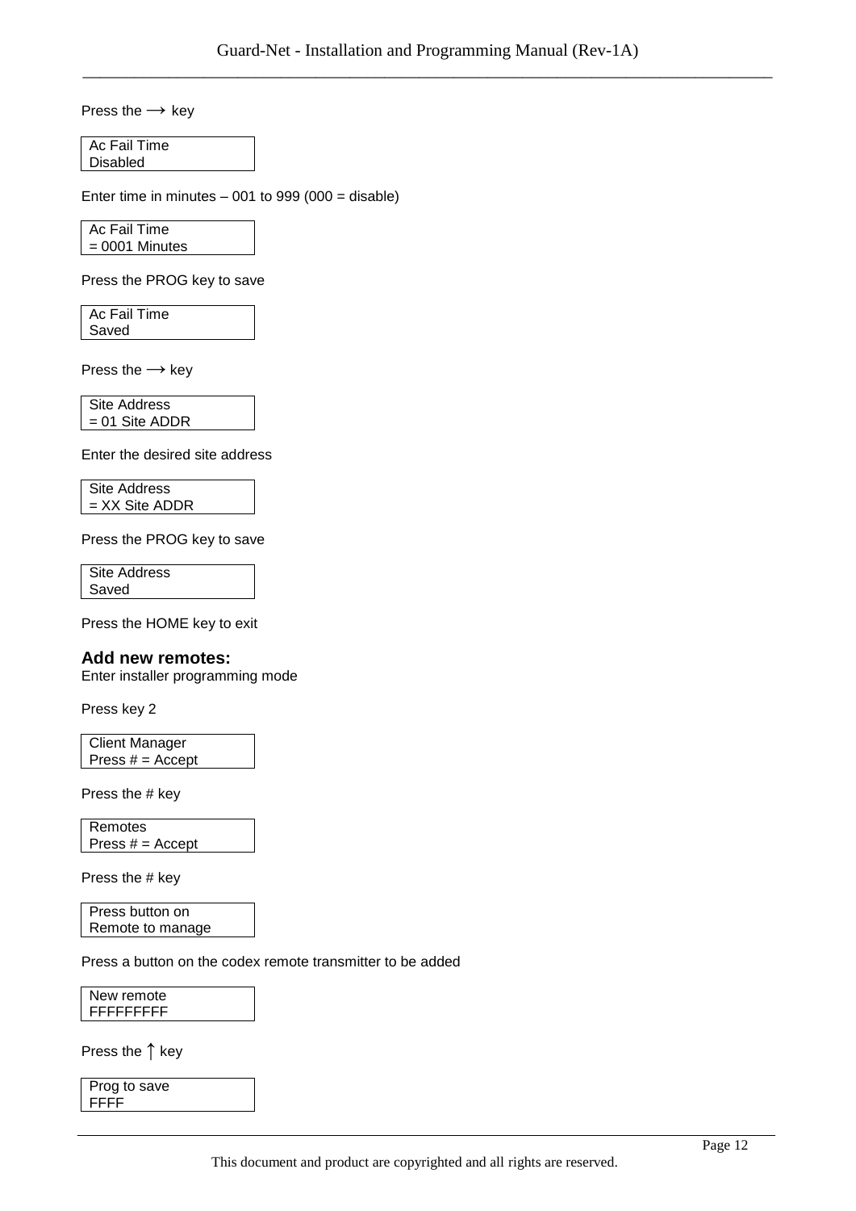Press the → key

```
Ac Fail Time
Disabled
```

Enter time in minutes – 001 to 999 (000 = disable)

```
Ac Fail Time
= 0001 Minutes
```

Press the PROG key to save

```
Ac Fail Time
Saved
```

Press the → key

```
Site Address
= 01 Site ADDR
```

Enter the desired site address

```
Site Address
= XX Site ADDR
```

Press the PROG key to save

```
Site Address
Saved
```

Press the HOME key to exit

**Add new remotes:**

Enter installer programming mode

Press key 2

```
Client Manager
Press # = Accept
```

Press the # key

```
Remotes
Press # = Accept
```

Press the # key

```
Press button on
Remote to manage
```

Press a button on the codex remote transmitter to be added

```
New remote
FFFFFFFFF
```

Press the ↑ key

```
Prog to save
FFFF
```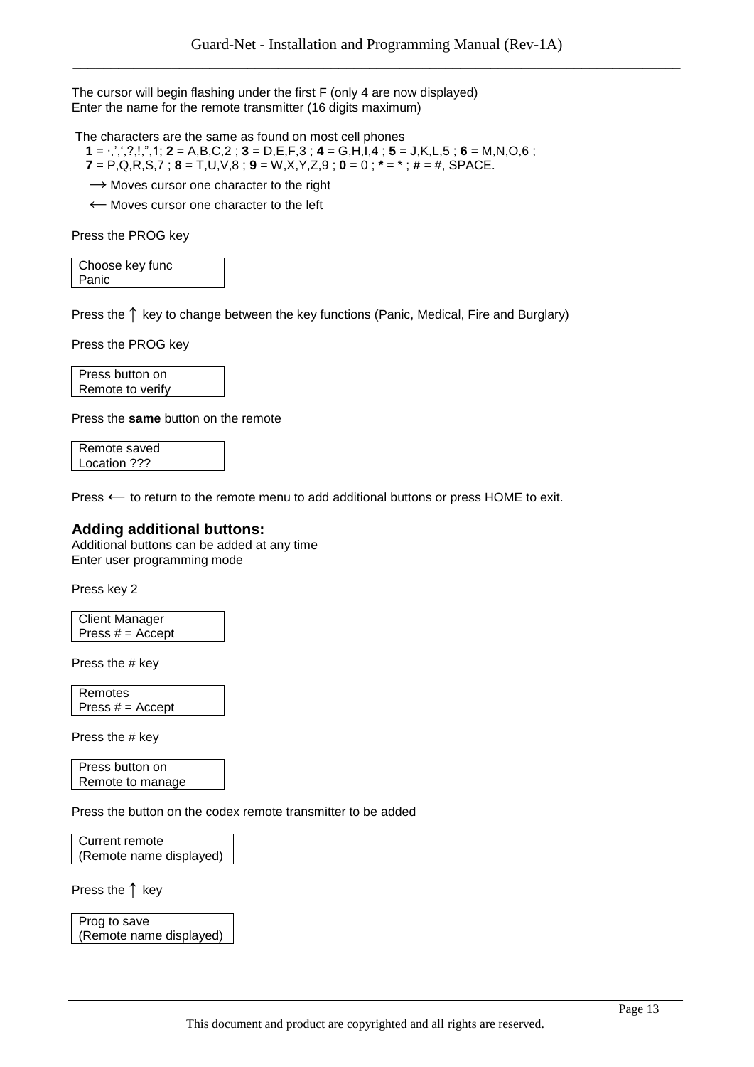The cursor will begin flashing under the first F (only 4 are now displayed)
Enter the name for the remote transmitter (16 digits maximum)

The characters are the same as found on most cell phones
**1** = .,',',?,!,",1; **2** = A,B,C,2 ; **3** = D,E,F,3 ; **4** = G,H,I,4 ; **5** = J,K,L,5 ; **6** = M,N,O,6 ;
**7** = P,Q,R,S,7 ; **8** = T,U,V,8 ; **9** = W,X,Y,Z,9 ; **0** = 0 ; **\*** = * ; **#** = #, SPACE.

→ Moves cursor one character to the right

← Moves cursor one character to the left

Press the PROG key

```
Choose key func
Panic
```

Press the ↑ key to change between the key functions (Panic, Medical, Fire and Burglary)

Press the PROG key

```
Press button on
Remote to verify
```

Press the **same** button on the remote

```
Remote saved
Location ???
```

Press ← to return to the remote menu to add additional buttons or press HOME to exit.

## Adding additional buttons:

Additional buttons can be added at any time
Enter user programming mode

Press key 2

```
Client Manager
Press # = Accept
```

Press the # key

```
Remotes
Press # = Accept
```

Press the # key

```
Press button on
Remote to manage
```

Press the button on the codex remote transmitter to be added

```
Current remote
(Remote name displayed)
```

Press the ↑ key

```
Prog to save
(Remote name displayed)
```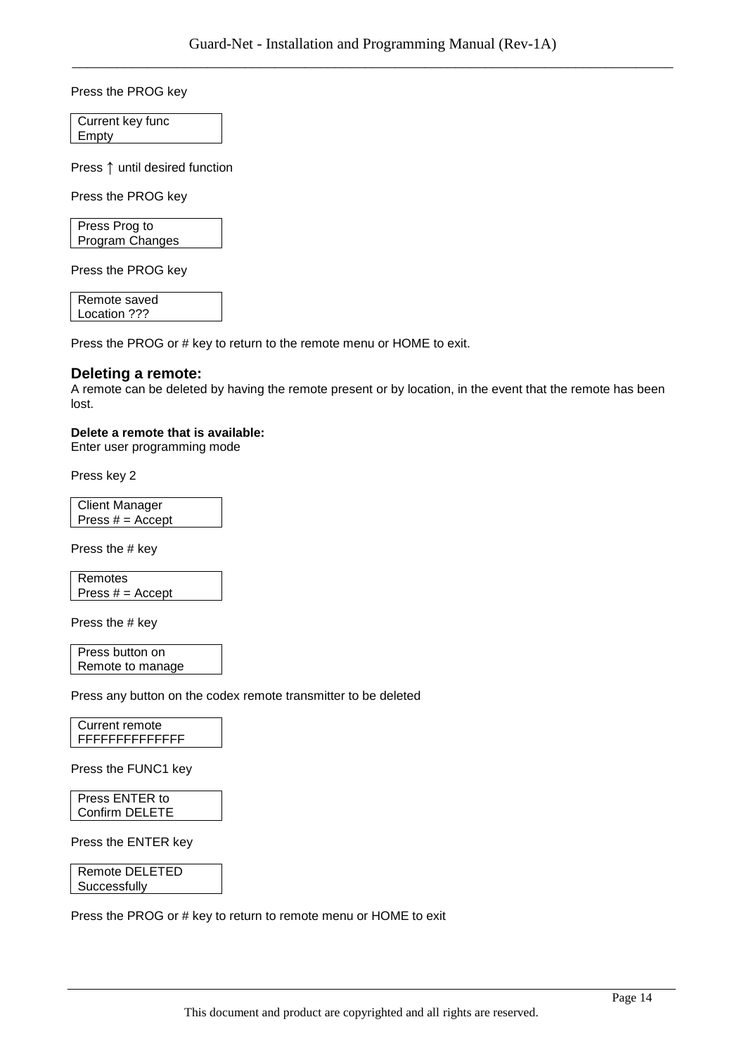Press the PROG key

```
Current key func
Empty
```

Press ↑ until desired function

Press the PROG key

```
Press Prog to
Program Changes
```

Press the PROG key

```
Remote saved
Location ???
```

Press the PROG or # key to return to the remote menu or HOME to exit.

## Deleting a remote:

A remote can be deleted by having the remote present or by location, in the event that the remote has been lost.

**Delete a remote that is available:**
Enter user programming mode

Press key 2

```
Client Manager
Press # = Accept
```

Press the # key

```
Remotes
Press # = Accept
```

Press the # key

```
Press button on
Remote to manage
```

Press any button on the codex remote transmitter to be deleted

```
Current remote
FFFFFFFFFFFFFF
```

Press the FUNC1 key

```
Press ENTER to
Confirm DELETE
```

Press the ENTER key

```
Remote DELETED
Successfully
```

Press the PROG or # key to return to remote menu or HOME to exit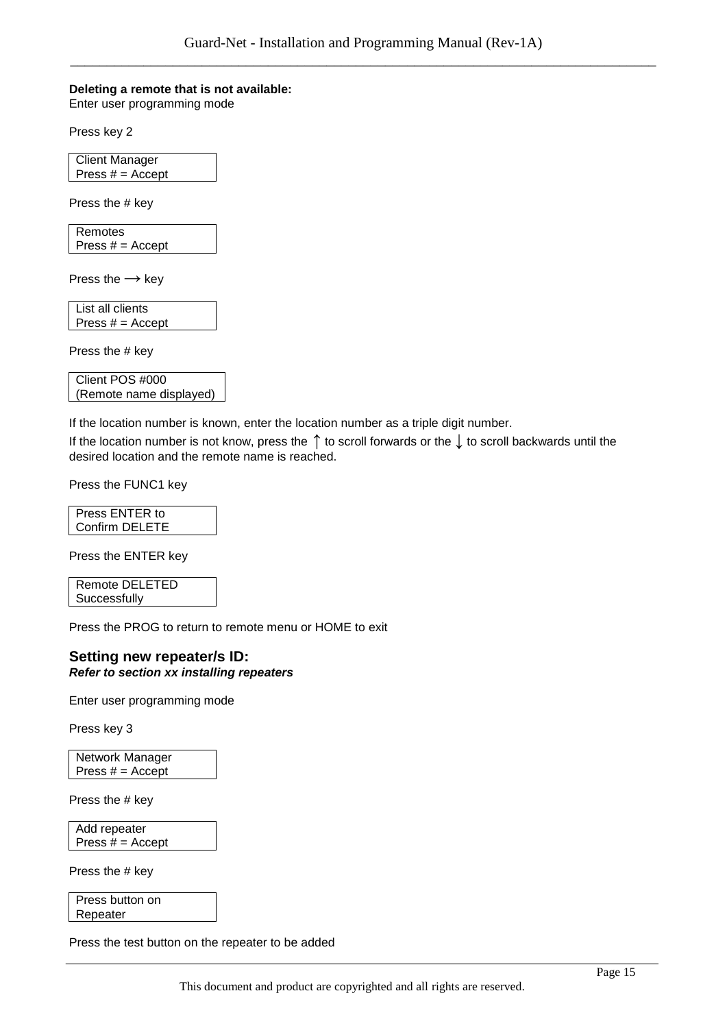**Deleting a remote that is not available:**
Enter user programming mode

Press key 2

```
Client Manager
Press # = Accept
```

Press the # key

```
Remotes
Press # = Accept
```

Press the → key

```
List all clients
Press # = Accept
```

Press the # key

```
Client POS #000
(Remote name displayed)
```

If the location number is known, enter the location number as a triple digit number.

If the location number is not know, press the ↑ to scroll forwards or the ↓ to scroll backwards until the desired location and the remote name is reached.

Press the FUNC1 key

```
Press ENTER to
Confirm DELETE
```

Press the ENTER key

```
Remote DELETED
Successfully
```

Press the PROG to return to remote menu or HOME to exit

## Setting new repeater/s ID:

***Refer to section xx installing repeaters***

Enter user programming mode

Press key 3

```
Network Manager
Press # = Accept
```

Press the # key

```
Add repeater
Press # = Accept
```

Press the # key

```
Press button on
Repeater
```

Press the test button on the repeater to be added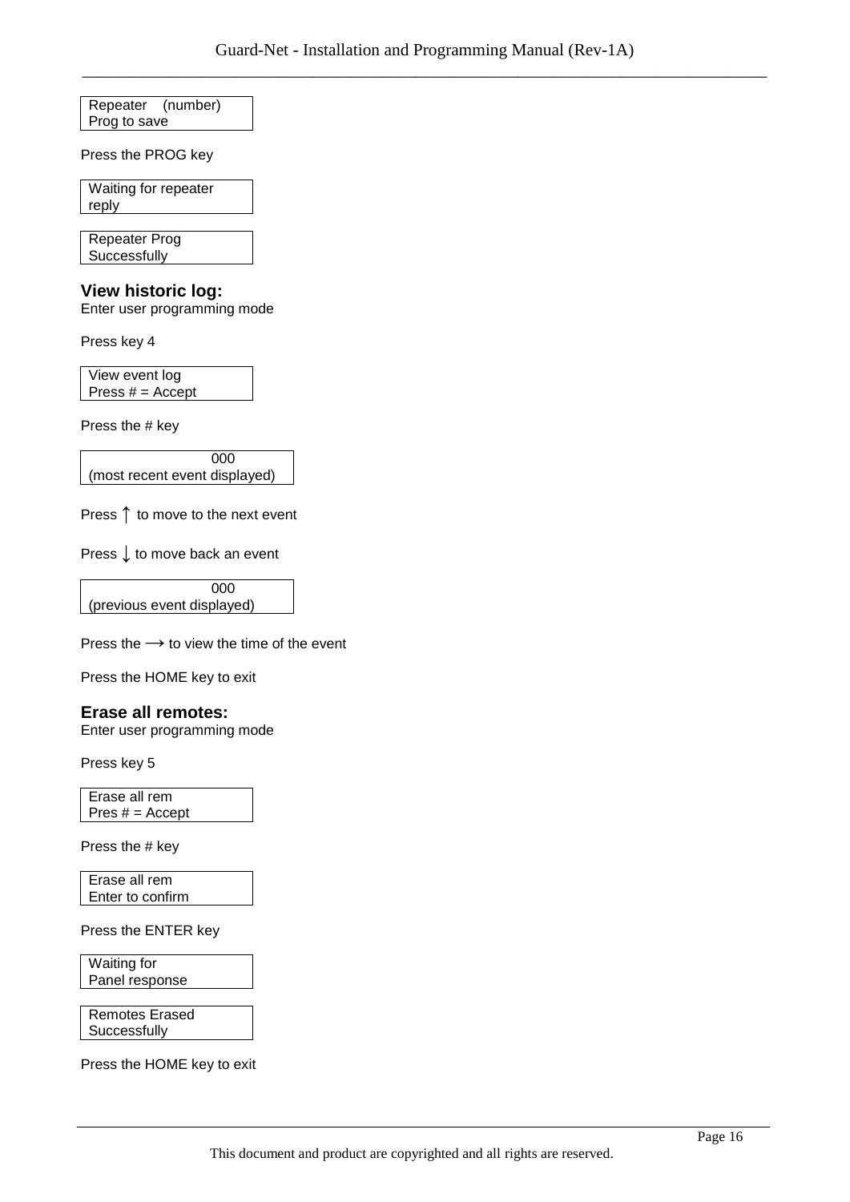```
Repeater    (number)
Prog to save
```

Press the PROG key

```
Waiting for repeater
reply
```

```
Repeater Prog
Successfully
```

### View historic log:

Enter user programming mode

Press key 4

```
View event log
Press # = Accept
```

Press the # key

```
                000
(most recent event displayed)
```

Press ↑ to move to the next event

Press ↓ to move back an event

```
                000
(previous event displayed)
```

Press the → to view the time of the event

Press the HOME key to exit

### Erase all remotes:

Enter user programming mode

Press key 5

```
Erase all rem
Pres # = Accept
```

Press the # key

```
Erase all rem
Enter to confirm
```

Press the ENTER key

```
Waiting for
Panel response
```

```
Remotes Erased
Successfully
```

Press the HOME key to exit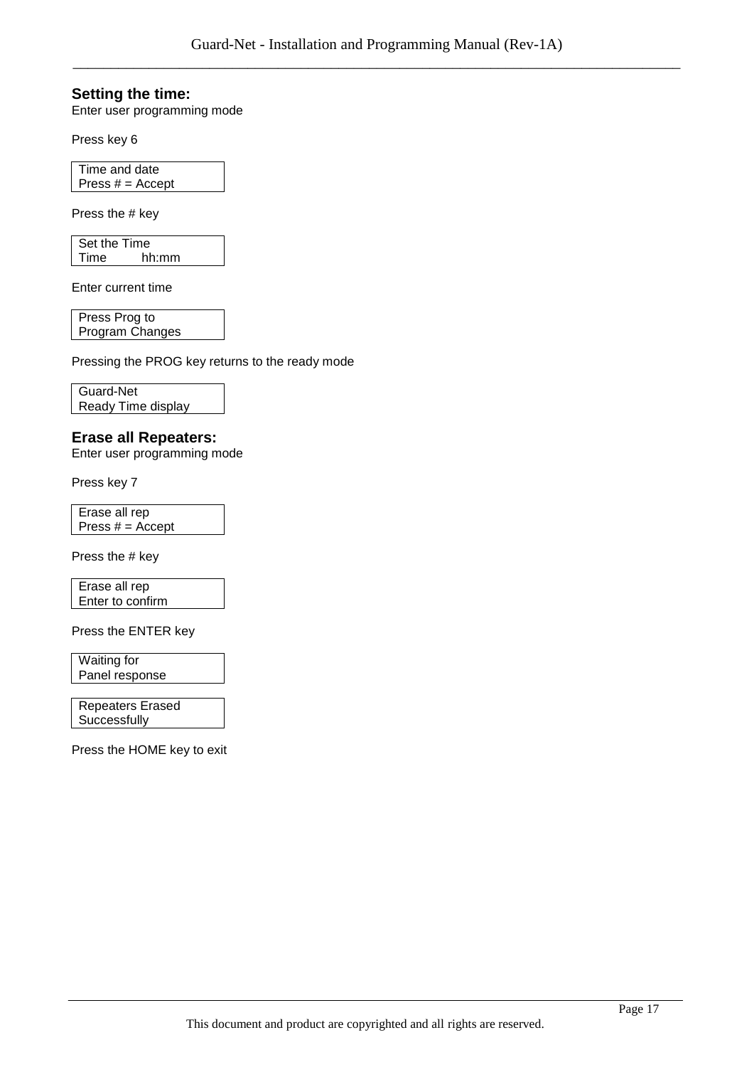### Setting the time:

Enter user programming mode

Press key 6

```
Time and date
Press # = Accept
```

Press the # key

```
Set the Time
Time       hh:mm
```

Enter current time

```
Press Prog to
Program Changes
```

Pressing the PROG key returns to the ready mode

```
Guard-Net
Ready Time display
```

### Erase all Repeaters:

Enter user programming mode

Press key 7

```
Erase all rep
Press # = Accept
```

Press the # key

```
Erase all rep
Enter to confirm
```

Press the ENTER key

```
Waiting for
Panel response
```

```
Repeaters Erased
Successfully
```

Press the HOME key to exit

This document and product are copyrighted and all rights are reserved.